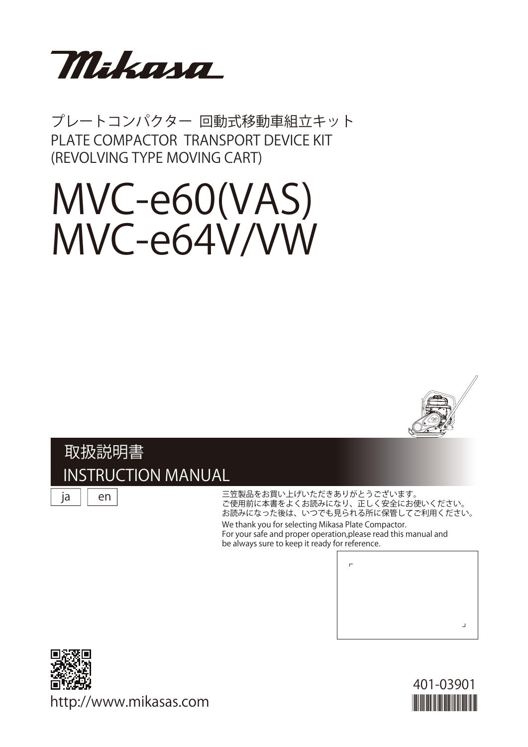# Mikasa

プレートコンパクター 回動式移動車組立キット
PLATE COMPACTOR TRANSPORT DEVICE KIT
(REVOLVING TYPE MOVING CART)

# MVC-e60(VAS)
# MVC-e64V/VW

## 取扱説明書
## INSTRUCTION MANUAL

ja | en

三笠製品をお買い上げいただきありがとうございます。
ご使用前に本書をよくお読みになり、正しく安全にお使いください。
お読みになった後は、いつでも見られる所に保管してご利用ください。

We thank you for selecting Mikasa Plate Compactor.
For your safe and proper operation,please read this manual and
be always sure to keep it ready for reference.

http://www.mikasas.com

401-03901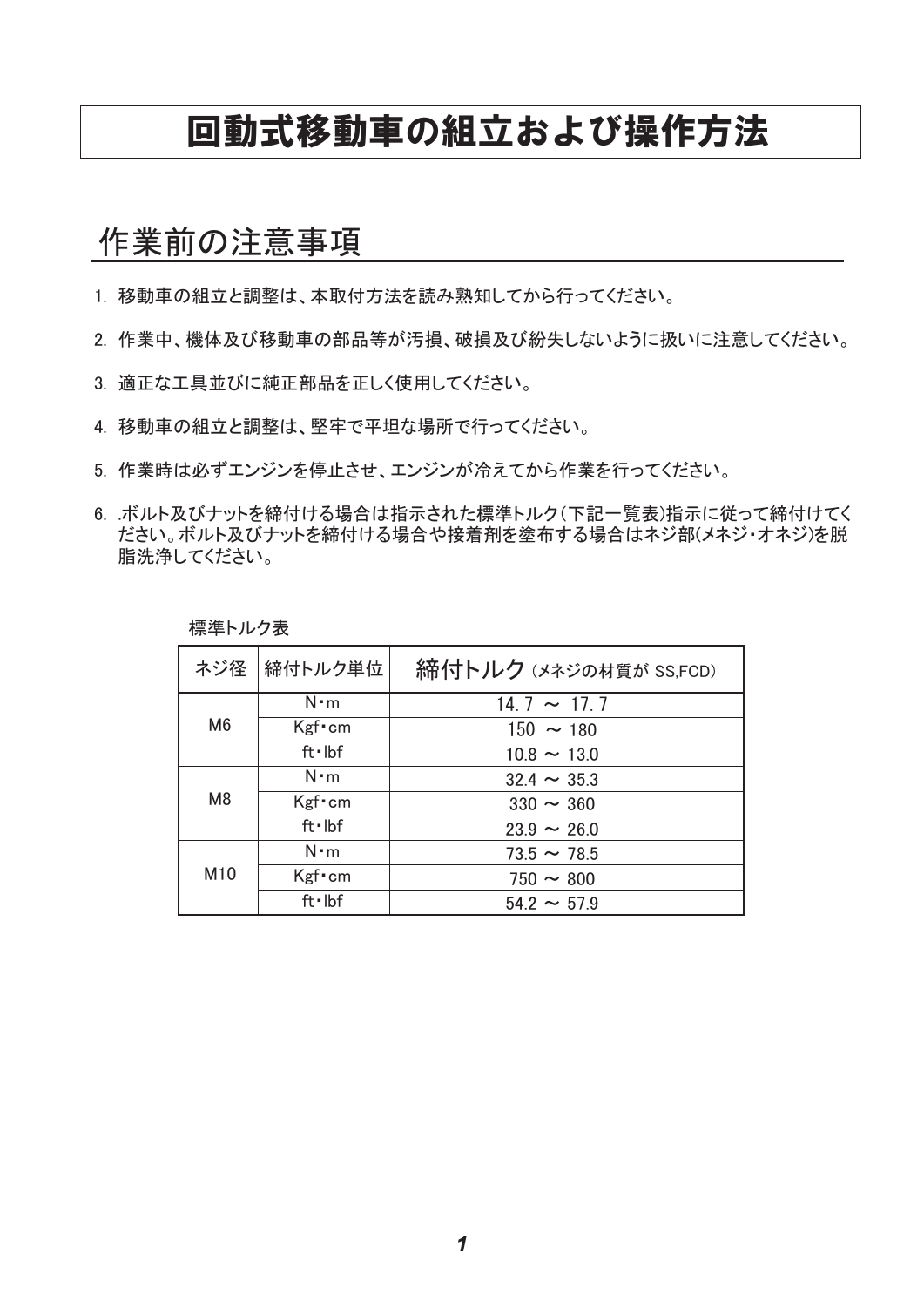# 回動式移動車の組立および操作方法

## 作業前の注意事項

1. 移動車の組立と調整は、本取付方法を読み熟知してから行ってください。
2. 作業中、機体及び移動車の部品等が汚損、破損及び紛失しないように扱いに注意してください。
3. 適正な工具並びに純正部品を正しく使用してください。
4. 移動車の組立と調整は、堅牢で平坦な場所で行ってください。
5. 作業時は必ずエンジンを停止させ、エンジンが冷えてから作業を行ってください。
6. .ボルト及びナットを締付ける場合は指示された標準トルク(下記一覧表)指示に従って締付けてください。ボルト及びナットを締付ける場合や接着剤を塗布する場合はネジ部(メネジ・オネジ)を脱脂洗浄してください。

標準トルク表

| ネジ径 | 締付トルク単位 | 締付トルク (メネジの材質が SS,FCD) |
|---|---|---|
| M6 | N・m | 14.7 ～ 17.7 |
| | Kgf・cm | 150 ～ 180 |
| | ft・lbf | 10.8 ～ 13.0 |
| M8 | N・m | 32.4 ～ 35.3 |
| | Kgf・cm | 330 ～ 360 |
| | ft・lbf | 23.9 ～ 26.0 |
| M10 | N・m | 73.5 ～ 78.5 |
| | Kgf・cm | 750 ～ 800 |
| | ft・lbf | 54.2 ～ 57.9 |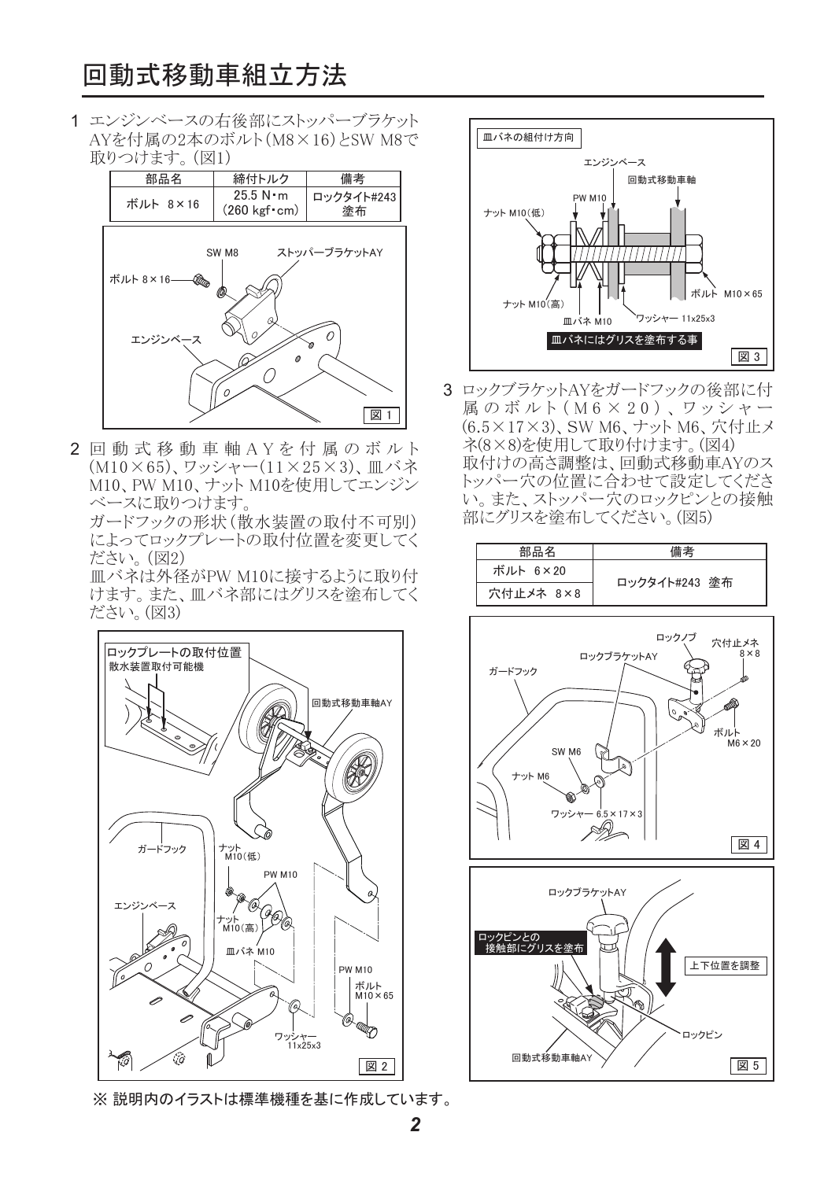# 回動式移動車組立方法

1 エンジンベースの右後部にストッパーブラケットAYを付属の2本のボルト(M8×16)とSW M8で取りつけます。(図1)

| 部品名 | 締付トルク | 備考 |
|---|---|---|
| ボルト 8×16 | 25.5 N・m (260 kgf・cm) | ロックタイト#243 塗布 |

SW M8　ストッパーブラケットAY　ボルト 8×16　エンジンベース

図 1

2 回動式移動車軸AYを付属のボルト(M10×65)、ワッシャー(11×25×3)、皿バネM10、PW M10、ナット M10を使用してエンジンベースに取りつけます。
ガードフックの形状(散水装置の取付不可別)によってロックプレートの取付位置を変更してください。(図2)
皿バネは外径がPW M10に接するように取り付けます。また、皿バネ部にはグリスを塗布してください。(図3)

ロックプレートの取付位置　散水装置取付可能機　回動式移動車軸AY　ガードフック　ナット M10(低)　PW M10　エンジンベース　ナット M10(高)　皿バネ M10　PW M10　ボルト M10×65　ワッシャー 11x25x3

図 2

皿バネの組付け方向　エンジンベース　回動式移動車軸　PW M10　ナット M10(低)　ボルト M10×65　ナット M10(高)　皿バネ M10　ワッシャー 11x25x3

皿バネにはグリスを塗布する事

図 3

3 ロックブラケットAYをガードフックの後部に付属のボルト(M6×20)、ワッシャー(6.5×17×3)、SW M6、ナット M6、穴付止メネ(8×8)を使用して取り付けます。(図4)
取付けの高さ調整は、回動式移動車AYのストッパー穴の位置に合わせて設定してください。また、ストッパー穴のロックピンとの接触部にグリスを塗布してください。(図5)

| 部品名 | 備考 |
|---|---|
| ボルト 6×20 | ロックタイト#243 塗布 |
| 穴付止メネ 8×8 | |

ロックノブ　穴付止メネ 8×8　ロックブラケットAY　ガードフック　ボルト M6×20　SW M6　ナット M6　ワッシャー 6.5×17×3

図 4

ロックブラケットAY　ロックピンとの接触部にグリスを塗布　上下位置を調整　ロックピン　回動式移動車軸AY

図 5

※ 説明内のイラストは標準機種を基に作成しています。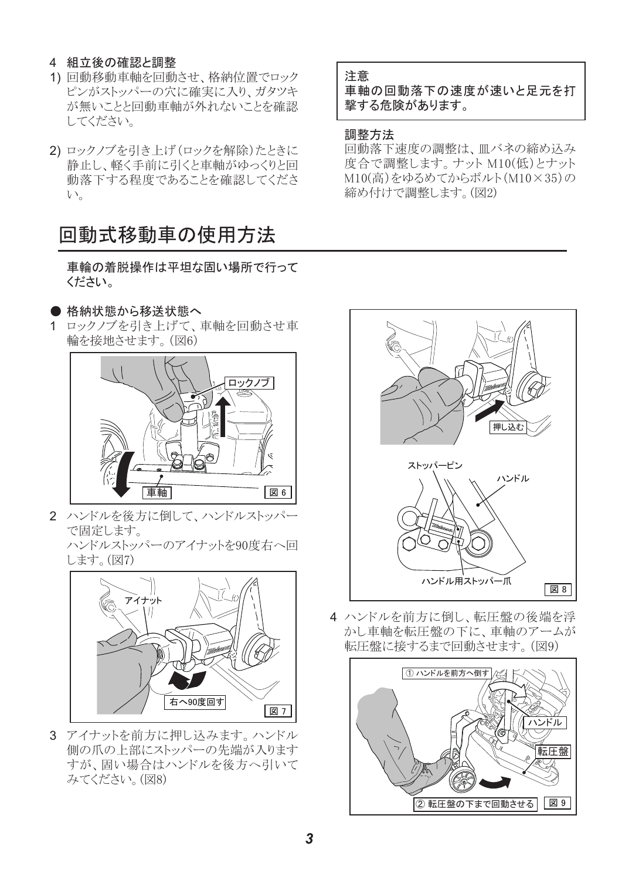4 組立後の確認と調整

1) 回動移動車軸を回動させ、格納位置でロックピンがストッパーの穴に確実に入り、ガタツキが無いことと回動車軸が外れないことを確認してください。

2) ロックノブを引き上げ（ロックを解除）たときに静止し、軽く手前に引くと車軸がゆっくりと回動落下する程度であることを確認してください。

**注意**
**車軸の回動落下の速度が速いと足元を打撃する危険があります。**

**調整方法**
回動落下速度の調整は、皿バネの締め込み度合で調整します。ナット M10(低)とナット M10(高)をゆるめてからボルト(M10×35)の締め付けで調整します。(図2)

# 回動式移動車の使用方法

**車輪の着脱操作は平坦な固い場所で行ってください。**

● 格納状態から移送状態へ

1 ロックノブを引き上げて、車軸を回動させ車輪を接地させます。(図6)

ロックノブ
車軸
図 6

2 ハンドルを後方に倒して、ハンドルストッパーで固定します。
ハンドルストッパーのアイナットを90度右へ回します。(図7)

アイナット
右へ90度回す
図 7

3 アイナットを前方に押し込みます。ハンドル側の爪の上部にストッパーの先端が入りますが、固い場合はハンドルを後方へ引いてみてください。(図8)

押し込む
ストッパーピン
ハンドル
ハンドル用ストッパー爪
図 8

4 ハンドルを前方に倒し、転圧盤の後端を浮かし車軸を転圧盤の下に、車軸のアームが転圧盤に接するまで回動させます。(図9)

① ハンドルを前方へ倒す
ハンドル
転圧盤
② 転圧盤の下まで回動させる
図 9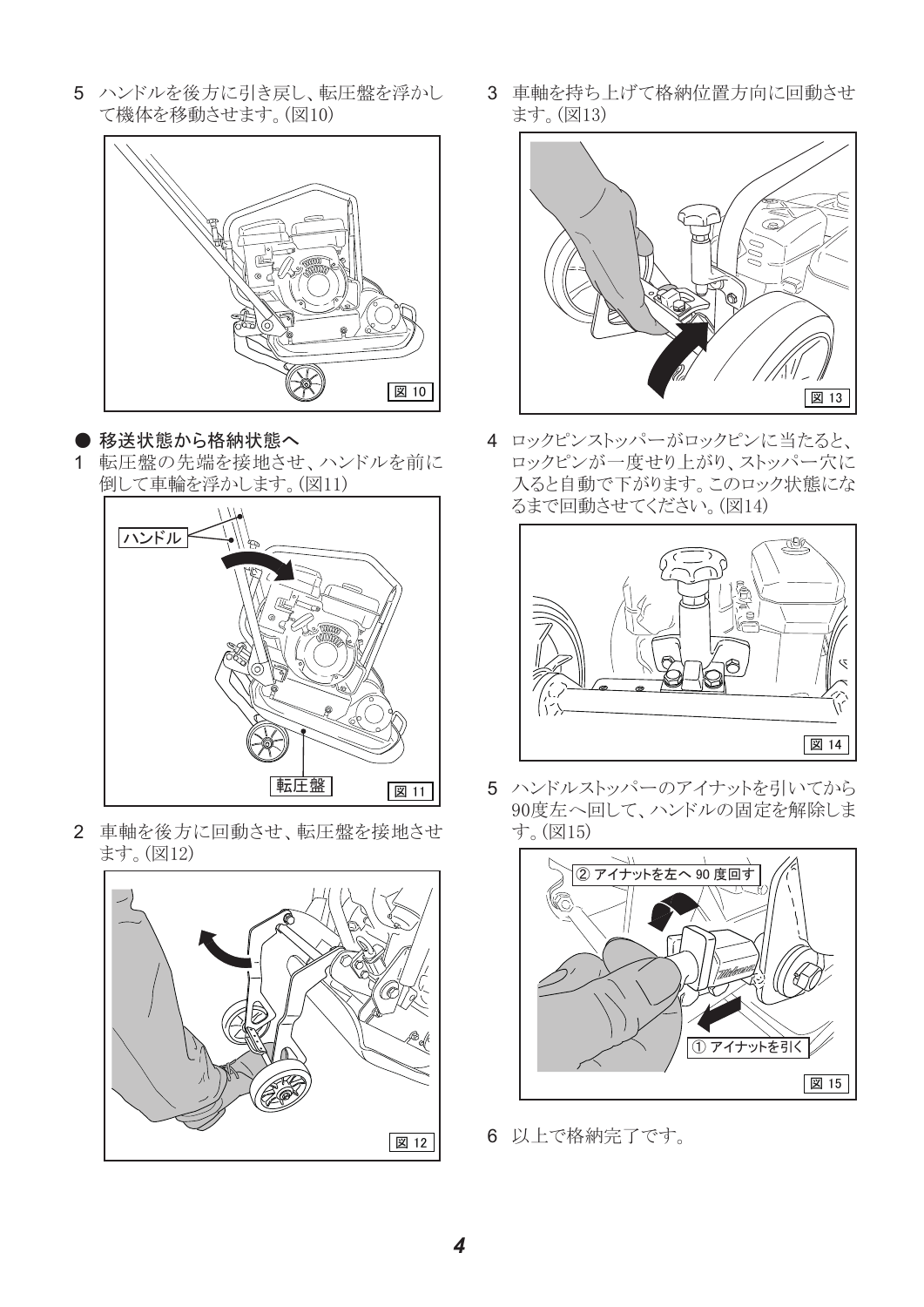5 ハンドルを後方に引き戻し、転圧盤を浮かして機体を移動させます。(図10)

図 10

## ● 移送状態から格納状態へ

1 転圧盤の先端を接地させ、ハンドルを前に倒して車輪を浮かします。(図11)

ハンドル

転圧盤

図 11

2 車軸を後方に回動させ、転圧盤を接地させます。(図12)

図 12

3 車軸を持ち上げて格納位置方向に回動させます。(図13)

図 13

4 ロックピンストッパーがロックピンに当たると、ロックピンが一度せり上がり、ストッパー穴に入ると自動で下がります。このロック状態になるまで回動させてください。(図14)

図 14

5 ハンドルストッパーのアイナットを引いてから90度左へ回して、ハンドルの固定を解除します。(図15)

② アイナットを左へ 90 度回す

① アイナットを引く

図 15

6 以上で格納完了です。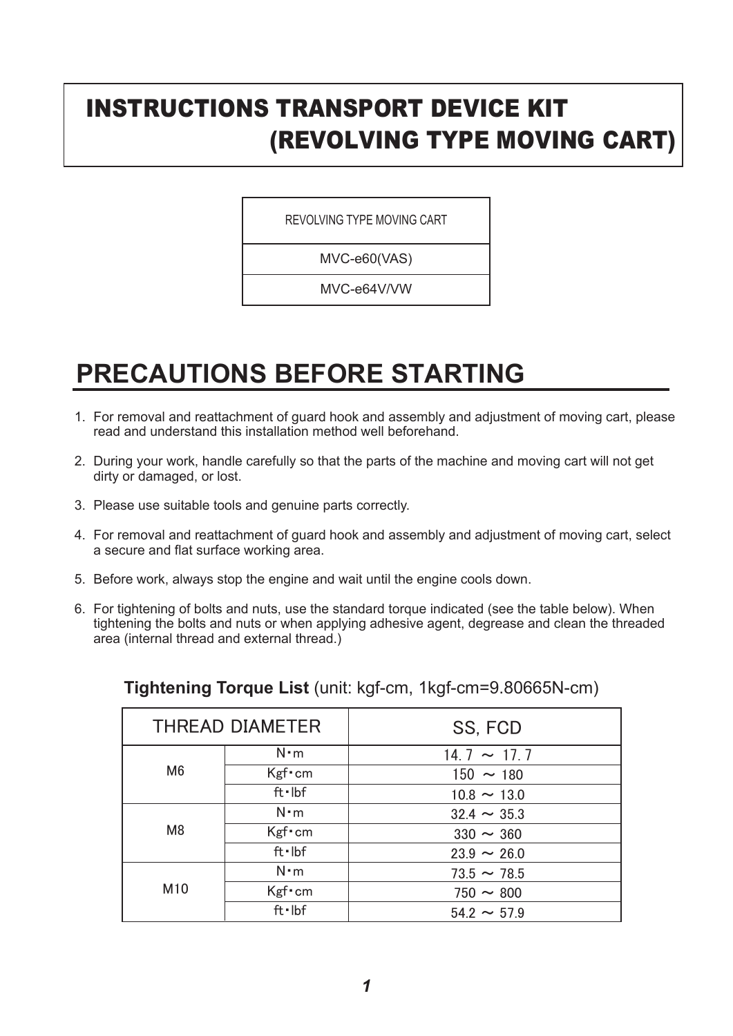# INSTRUCTIONS TRANSPORT DEVICE KIT (REVOLVING TYPE MOVING CART)

| REVOLVING TYPE MOVING CART |
| --- |
| MVC-e60(VAS) |
| MVC-e64V/VW |

## PRECAUTIONS BEFORE STARTING

1. For removal and reattachment of guard hook and assembly and adjustment of moving cart, please read and understand this installation method well beforehand.
2. During your work, handle carefully so that the parts of the machine and moving cart will not get dirty or damaged, or lost.
3. Please use suitable tools and genuine parts correctly.
4. For removal and reattachment of guard hook and assembly and adjustment of moving cart, select a secure and flat surface working area.
5. Before work, always stop the engine and wait until the engine cools down.
6. For tightening of bolts and nuts, use the standard torque indicated (see the table below). When tightening the bolts and nuts or when applying adhesive agent, degrease and clean the threaded area (internal thread and external thread.)

**Tightening Torque List** (unit: kgf-cm, 1kgf-cm=9.80665N-cm)

| THREAD DIAMETER | | SS, FCD |
| --- | --- | --- |
| M6 | N・m | 14.7 ～ 17.7 |
| | Kgf・cm | 150 ～ 180 |
| | ft・lbf | 10.8 ～ 13.0 |
| M8 | N・m | 32.4 ～ 35.3 |
| | Kgf・cm | 330 ～ 360 |
| | ft・lbf | 23.9 ～ 26.0 |
| M10 | N・m | 73.5 ～ 78.5 |
| | Kgf・cm | 750 ～ 800 |
| | ft・lbf | 54.2 ～ 57.9 |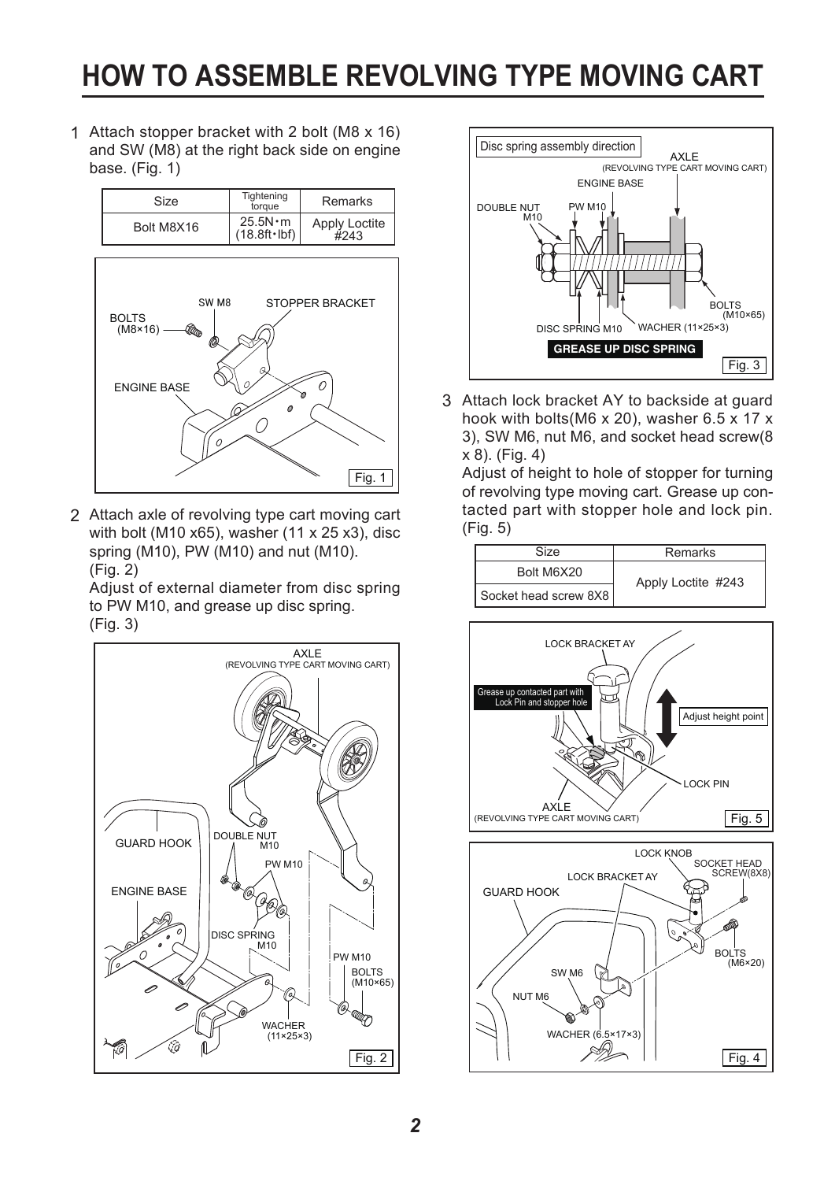# HOW TO ASSEMBLE REVOLVING TYPE MOVING CART

1 Attach stopper bracket with 2 bolt (M8 x 16) and SW (M8) at the right back side on engine base. (Fig. 1)

| Size | Tightening torque | Remarks |
|---|---|---|
| Bolt M8X16 | 25.5N・m (18.8ft・lbf) | Apply Loctite #243 |

Fig. 1

2 Attach axle of revolving type cart moving cart with bolt (M10 x65), washer (11 x 25 x3), disc spring (M10), PW (M10) and nut (M10). (Fig. 2)
Adjust of external diameter from disc spring to PW M10, and grease up disc spring. (Fig. 3)

Fig. 2

Fig. 3

3 Attach lock bracket AY to backside at guard hook with bolts(M6 x 20), washer 6.5 x 17 x 3), SW M6, nut M6, and socket head screw(8 x 8). (Fig. 4)
Adjust of height to hole of stopper for turning of revolving type moving cart. Grease up contacted part with stopper hole and lock pin. (Fig. 5)

| Size | Remarks |
|---|---|
| Bolt M6X20 | Apply Loctite #243 |
| Socket head screw 8X8 | |

Fig. 5

Fig. 4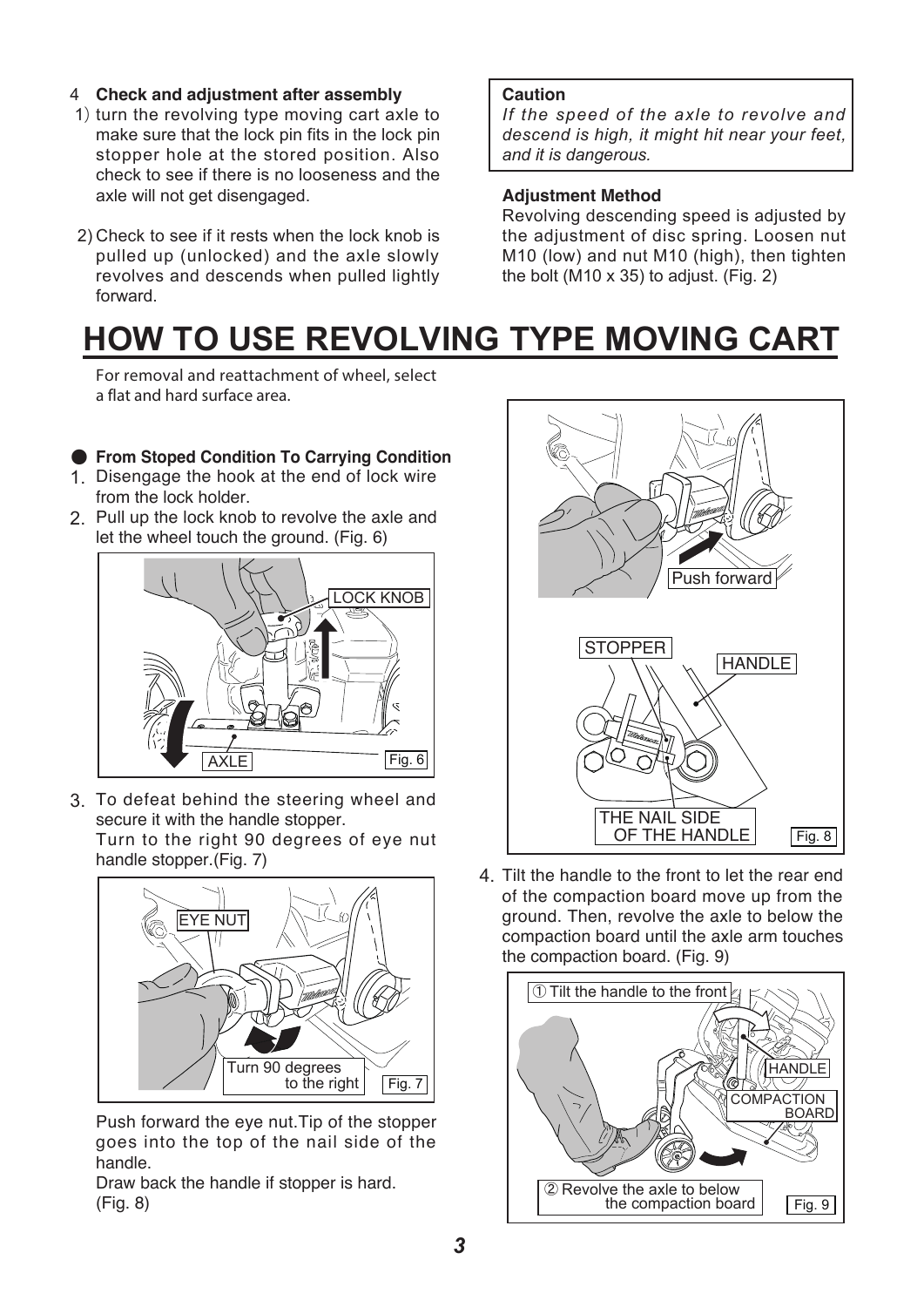4 **Check and adjustment after assembly**

1) turn the revolving type moving cart axle to make sure that the lock pin fits in the lock pin stopper hole at the stored position. Also check to see if there is no looseness and the axle will not get disengaged.

2) Check to see if it rests when the lock knob is pulled up (unlocked) and the axle slowly revolves and descends when pulled lightly forward.

**Caution**

*If the speed of the axle to revolve and descend is high, it might hit near your feet, and it is dangerous.*

**Adjustment Method**

Revolving descending speed is adjusted by the adjustment of disc spring. Loosen nut M10 (low) and nut M10 (high), then tighten the bolt (M10 x 35) to adjust. (Fig. 2)

# HOW TO USE REVOLVING TYPE MOVING CART

For removal and reattachment of wheel, select a flat and hard surface area.

● **From Stoped Condition To Carrying Condition**

1. Disengage the hook at the end of lock wire from the lock holder.
2. Pull up the lock knob to revolve the axle and let the wheel touch the ground. (Fig. 6)

LOCK KNOB

AXLE

Fig. 6

3. To defeat behind the steering wheel and secure it with the handle stopper.
   Turn to the right 90 degrees of eye nut handle stopper.(Fig. 7)

EYE NUT

Turn 90 degrees to the right

Fig. 7

Push forward the eye nut.Tip of the stopper goes into the top of the nail side of the handle.

Draw back the handle if stopper is hard. (Fig. 8)

Push forward

STOPPER

HANDLE

THE NAIL SIDE OF THE HANDLE

Fig. 8

4. Tilt the handle to the front to let the rear end of the compaction board move up from the ground. Then, revolve the axle to below the compaction board until the axle arm touches the compaction board. (Fig. 9)

① Tilt the handle to the front

HANDLE

COMPACTION BOARD

② Revolve the axle to below the compaction board

Fig. 9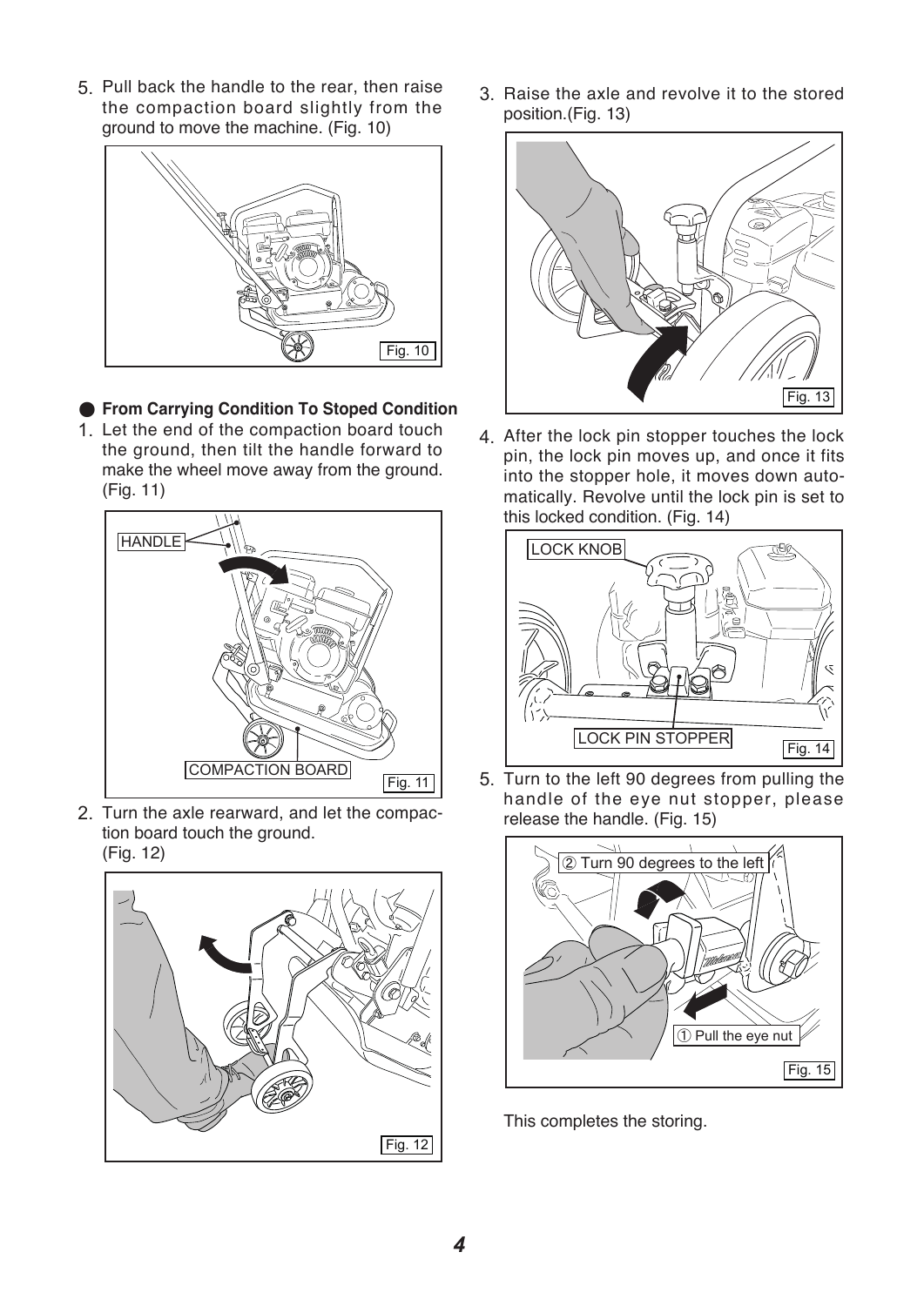5. Pull back the handle to the rear, then raise the compaction board slightly from the ground to move the machine. (Fig. 10)

Fig. 10

● **From Carrying Condition To Stoped Condition**

1. Let the end of the compaction board touch the ground, then tilt the handle forward to make the wheel move away from the ground. (Fig. 11)

HANDLE

COMPACTION BOARD

Fig. 11

2. Turn the axle rearward, and let the compaction board touch the ground. (Fig. 12)

Fig. 12

3. Raise the axle and revolve it to the stored position.(Fig. 13)

Fig. 13

4. After the lock pin stopper touches the lock pin, the lock pin moves up, and once it fits into the stopper hole, it moves down automatically. Revolve until the lock pin is set to this locked condition. (Fig. 14)

LOCK KNOB

LOCK PIN STOPPER

Fig. 14

5. Turn to the left 90 degrees from pulling the handle of the eye nut stopper, please release the handle. (Fig. 15)

② Turn 90 degrees to the left

① Pull the eye nut

Fig. 15

This completes the storing.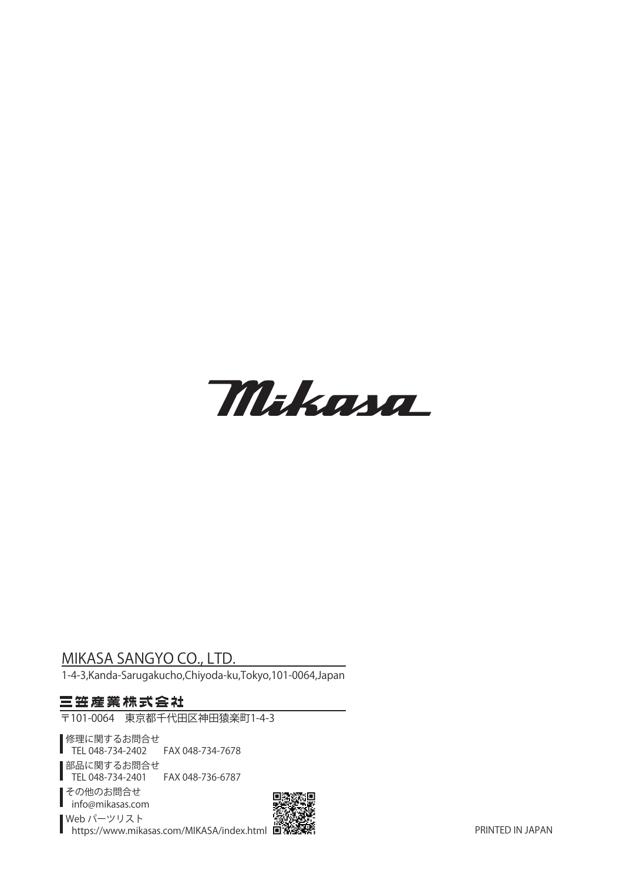Mikasa

MIKASA SANGYO CO., LTD.

1-4-3,Kanda-Sarugakucho,Chiyoda-ku,Tokyo,101-0064,Japan

三笠産業株式会社

〒101-0064　東京都千代田区神田猿楽町1-4-3

修理に関するお問合せ
TEL 048-734-2402　FAX 048-734-7678

部品に関するお問合せ
TEL 048-734-2401　FAX 048-736-6787

その他のお問合せ
info@mikasas.com

Web パーツリスト
https://www.mikasas.com/MIKASA/index.html

PRINTED IN JAPAN